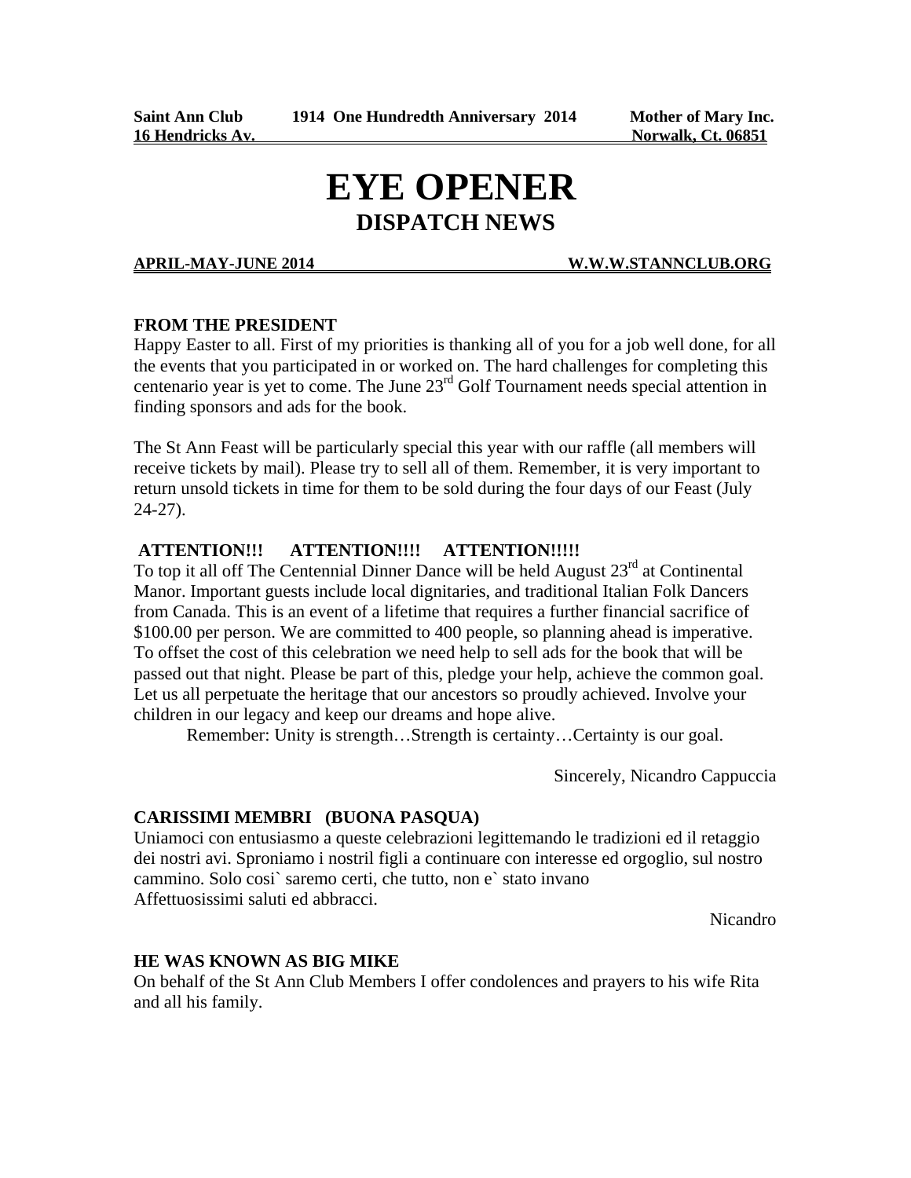**Saint Ann Club** **1914 One Hundredth Anniversary 2014** **Mother of Mary Inc.**
**16 Hendricks Av.** **Norwalk, Ct. 06851**

# EYE OPENER

## DISPATCH NEWS

**APRIL-MAY-JUNE 2014** **W.W.W.STANNCLUB.ORG**

### FROM THE PRESIDENT

Happy Easter to all. First of my priorities is thanking all of you for a job well done, for all the events that you participated in or worked on. The hard challenges for completing this centenario year is yet to come. The June 23rd Golf Tournament needs special attention in finding sponsors and ads for the book.

The St Ann Feast will be particularly special this year with our raffle (all members will receive tickets by mail). Please try to sell all of them. Remember, it is very important to return unsold tickets in time for them to be sold during the four days of our Feast (July 24-27).

**ATTENTION!!! ATTENTION!!!! ATTENTION!!!!!**

To top it all off The Centennial Dinner Dance will be held August 23rd at Continental Manor. Important guests include local dignitaries, and traditional Italian Folk Dancers from Canada. This is an event of a lifetime that requires a further financial sacrifice of $100.00 per person. We are committed to 400 people, so planning ahead is imperative. To offset the cost of this celebration we need help to sell ads for the book that will be passed out that night. Please be part of this, pledge your help, achieve the common goal. Let us all perpetuate the heritage that our ancestors so proudly achieved. Involve your children in our legacy and keep our dreams and hope alive.

Remember: Unity is strength…Strength is certainty…Certainty is our goal.

Sincerely, Nicandro Cappuccia

### CARISSIMI MEMBRI (BUONA PASQUA)

Uniamoci con entusiasmo a queste celebrazioni legittemando le tradizioni ed il retaggio dei nostri avi. Sproniamo i nostril figli a continuare con interesse ed orgoglio, sul nostro cammino. Solo cosi` saremo certi, che tutto, non e` stato invano
Affettuosissimi saluti ed abbracci.

Nicandro

### HE WAS KNOWN AS BIG MIKE

On behalf of the St Ann Club Members I offer condolences and prayers to his wife Rita and all his family.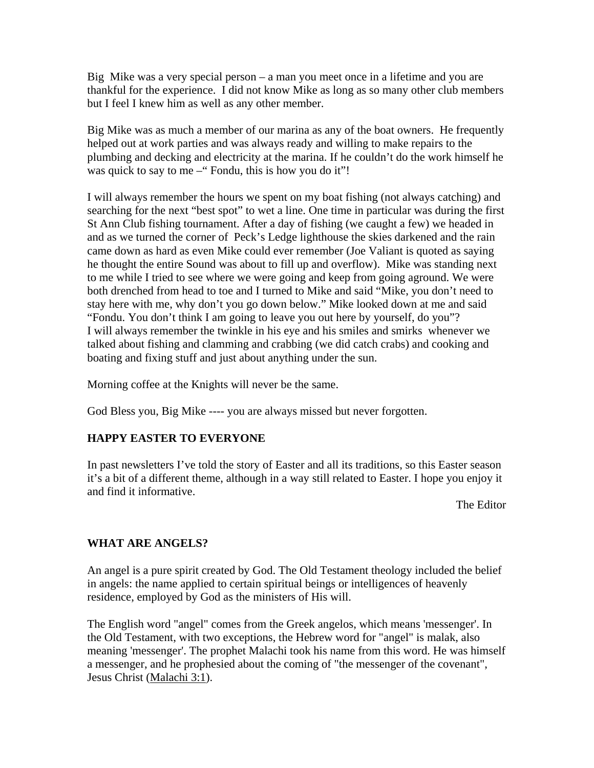Big Mike was a very special person – a man you meet once in a lifetime and you are thankful for the experience. I did not know Mike as long as so many other club members but I feel I knew him as well as any other member.

Big Mike was as much a member of our marina as any of the boat owners. He frequently helped out at work parties and was always ready and willing to make repairs to the plumbing and decking and electricity at the marina. If he couldn't do the work himself he was quick to say to me –" Fondu, this is how you do it"!

I will always remember the hours we spent on my boat fishing (not always catching) and searching for the next "best spot" to wet a line. One time in particular was during the first St Ann Club fishing tournament. After a day of fishing (we caught a few) we headed in and as we turned the corner of Peck's Ledge lighthouse the skies darkened and the rain came down as hard as even Mike could ever remember (Joe Valiant is quoted as saying he thought the entire Sound was about to fill up and overflow). Mike was standing next to me while I tried to see where we were going and keep from going aground. We were both drenched from head to toe and I turned to Mike and said "Mike, you don't need to stay here with me, why don't you go down below." Mike looked down at me and said "Fondu. You don't think I am going to leave you out here by yourself, do you"?
I will always remember the twinkle in his eye and his smiles and smirks whenever we talked about fishing and clamming and crabbing (we did catch crabs) and cooking and boating and fixing stuff and just about anything under the sun.

Morning coffee at the Knights will never be the same.

God Bless you, Big Mike ---- you are always missed but never forgotten.

**HAPPY EASTER TO EVERYONE**

In past newsletters I've told the story of Easter and all its traditions, so this Easter season it's a bit of a different theme, although in a way still related to Easter. I hope you enjoy it and find it informative.

The Editor

**WHAT ARE ANGELS?**

An angel is a pure spirit created by God. The Old Testament theology included the belief in angels: the name applied to certain spiritual beings or intelligences of heavenly residence, employed by God as the ministers of His will.

The English word "angel" comes from the Greek angelos, which means 'messenger'. In the Old Testament, with two exceptions, the Hebrew word for "angel" is malak, also meaning 'messenger'. The prophet Malachi took his name from this word. He was himself a messenger, and he prophesied about the coming of "the messenger of the covenant", Jesus Christ (Malachi 3:1).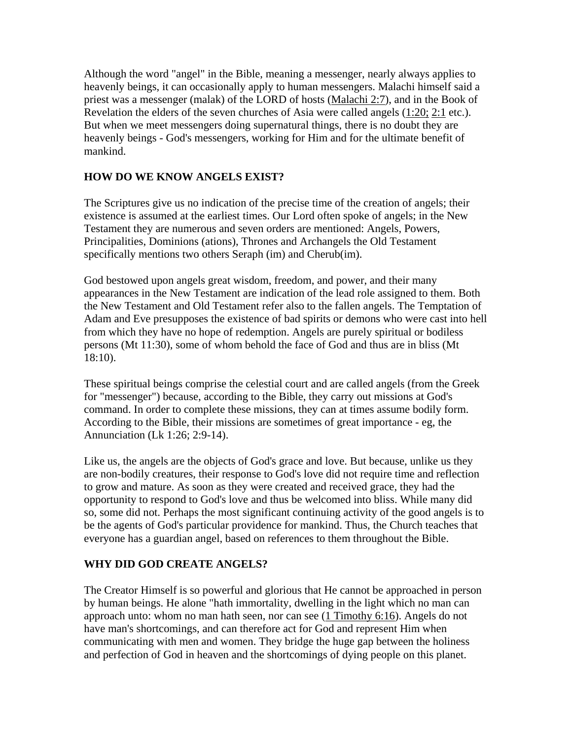Although the word "angel" in the Bible, meaning a messenger, nearly always applies to heavenly beings, it can occasionally apply to human messengers. Malachi himself said a priest was a messenger (malak) of the LORD of hosts (Malachi 2:7), and in the Book of Revelation the elders of the seven churches of Asia were called angels (1:20; 2:1 etc.). But when we meet messengers doing supernatural things, there is no doubt they are heavenly beings - God's messengers, working for Him and for the ultimate benefit of mankind.

**HOW DO WE KNOW ANGELS EXIST?**

The Scriptures give us no indication of the precise time of the creation of angels; their existence is assumed at the earliest times. Our Lord often spoke of angels; in the New Testament they are numerous and seven orders are mentioned: Angels, Powers, Principalities, Dominions (ations), Thrones and Archangels the Old Testament specifically mentions two others Seraph (im) and Cherub(im).

God bestowed upon angels great wisdom, freedom, and power, and their many appearances in the New Testament are indication of the lead role assigned to them. Both the New Testament and Old Testament refer also to the fallen angels. The Temptation of Adam and Eve presupposes the existence of bad spirits or demons who were cast into hell from which they have no hope of redemption. Angels are purely spiritual or bodiless persons (Mt 11:30), some of whom behold the face of God and thus are in bliss (Mt 18:10).

These spiritual beings comprise the celestial court and are called angels (from the Greek for "messenger") because, according to the Bible, they carry out missions at God's command. In order to complete these missions, they can at times assume bodily form. According to the Bible, their missions are sometimes of great importance - eg, the Annunciation (Lk 1:26; 2:9-14).

Like us, the angels are the objects of God's grace and love. But because, unlike us they are non-bodily creatures, their response to God's love did not require time and reflection to grow and mature. As soon as they were created and received grace, they had the opportunity to respond to God's love and thus be welcomed into bliss. While many did so, some did not. Perhaps the most significant continuing activity of the good angels is to be the agents of God's particular providence for mankind. Thus, the Church teaches that everyone has a guardian angel, based on references to them throughout the Bible.

**WHY DID GOD CREATE ANGELS?**

The Creator Himself is so powerful and glorious that He cannot be approached in person by human beings. He alone "hath immortality, dwelling in the light which no man can approach unto: whom no man hath seen, nor can see (1 Timothy 6:16). Angels do not have man's shortcomings, and can therefore act for God and represent Him when communicating with men and women. They bridge the huge gap between the holiness and perfection of God in heaven and the shortcomings of dying people on this planet.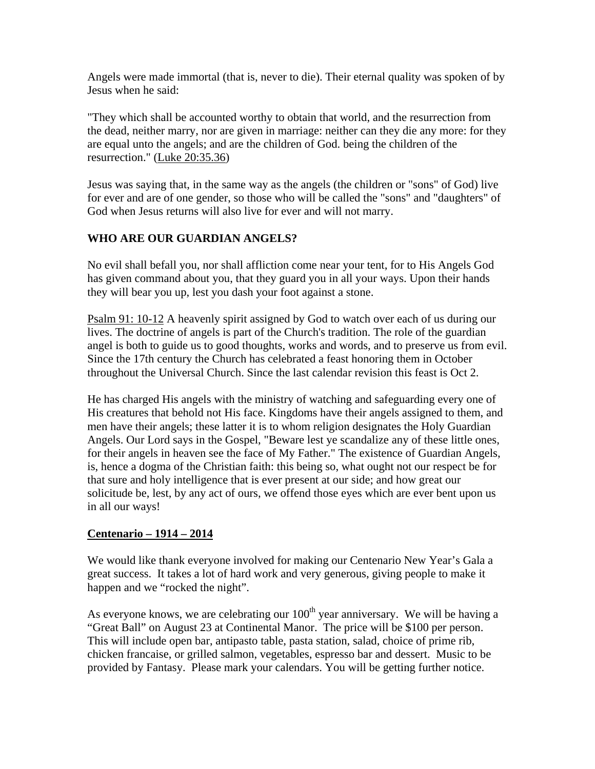Angels were made immortal (that is, never to die). Their eternal quality was spoken of by Jesus when he said:

"They which shall be accounted worthy to obtain that world, and the resurrection from the dead, neither marry, nor are given in marriage: neither can they die any more: for they are equal unto the angels; and are the children of God. being the children of the resurrection." (Luke 20:35.36)

Jesus was saying that, in the same way as the angels (the children or "sons" of God) live for ever and are of one gender, so those who will be called the "sons" and "daughters" of God when Jesus returns will also live for ever and will not marry.

## WHO ARE OUR GUARDIAN ANGELS?

No evil shall befall you, nor shall affliction come near your tent, for to His Angels God has given command about you, that they guard you in all your ways. Upon their hands they will bear you up, lest you dash your foot against a stone.

Psalm 91: 10-12 A heavenly spirit assigned by God to watch over each of us during our lives. The doctrine of angels is part of the Church's tradition. The role of the guardian angel is both to guide us to good thoughts, works and words, and to preserve us from evil. Since the 17th century the Church has celebrated a feast honoring them in October throughout the Universal Church. Since the last calendar revision this feast is Oct 2.

He has charged His angels with the ministry of watching and safeguarding every one of His creatures that behold not His face. Kingdoms have their angels assigned to them, and men have their angels; these latter it is to whom religion designates the Holy Guardian Angels. Our Lord says in the Gospel, "Beware lest ye scandalize any of these little ones, for their angels in heaven see the face of My Father." The existence of Guardian Angels, is, hence a dogma of the Christian faith: this being so, what ought not our respect be for that sure and holy intelligence that is ever present at our side; and how great our solicitude be, lest, by any act of ours, we offend those eyes which are ever bent upon us in all our ways!

## Centenario – 1914 – 2014

We would like thank everyone involved for making our Centenario New Year's Gala a great success. It takes a lot of hard work and very generous, giving people to make it happen and we "rocked the night".

As everyone knows, we are celebrating our 100th year anniversary. We will be having a "Great Ball" on August 23 at Continental Manor. The price will be $100 per person. This will include open bar, antipasto table, pasta station, salad, choice of prime rib, chicken francaise, or grilled salmon, vegetables, espresso bar and dessert. Music to be provided by Fantasy. Please mark your calendars. You will be getting further notice.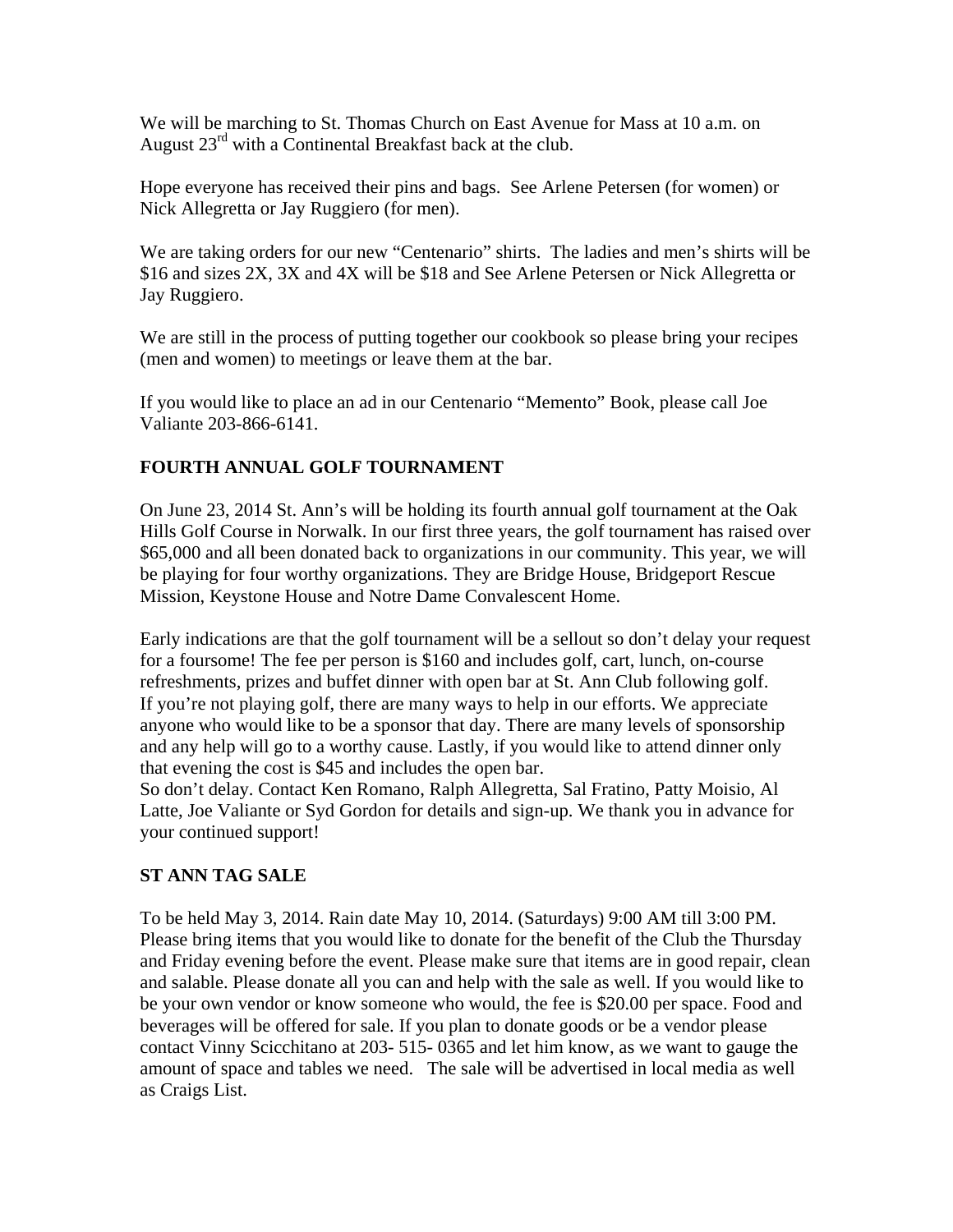We will be marching to St. Thomas Church on East Avenue for Mass at 10 a.m. on August 23rd with a Continental Breakfast back at the club.

Hope everyone has received their pins and bags. See Arlene Petersen (for women) or Nick Allegretta or Jay Ruggiero (for men).

We are taking orders for our new "Centenario" shirts. The ladies and men's shirts will be $16 and sizes 2X, 3X and 4X will be $18 and See Arlene Petersen or Nick Allegretta or Jay Ruggiero.

We are still in the process of putting together our cookbook so please bring your recipes (men and women) to meetings or leave them at the bar.

If you would like to place an ad in our Centenario "Memento" Book, please call Joe Valiante 203-866-6141.

## FOURTH ANNUAL GOLF TOURNAMENT

On June 23, 2014 St. Ann's will be holding its fourth annual golf tournament at the Oak Hills Golf Course in Norwalk. In our first three years, the golf tournament has raised over $65,000 and all been donated back to organizations in our community. This year, we will be playing for four worthy organizations. They are Bridge House, Bridgeport Rescue Mission, Keystone House and Notre Dame Convalescent Home.

Early indications are that the golf tournament will be a sellout so don't delay your request for a foursome! The fee per person is $160 and includes golf, cart, lunch, on-course refreshments, prizes and buffet dinner with open bar at St. Ann Club following golf.
If you're not playing golf, there are many ways to help in our efforts. We appreciate anyone who would like to be a sponsor that day. There are many levels of sponsorship and any help will go to a worthy cause. Lastly, if you would like to attend dinner only that evening the cost is $45 and includes the open bar.
So don't delay. Contact Ken Romano, Ralph Allegretta, Sal Fratino, Patty Moisio, Al Latte, Joe Valiante or Syd Gordon for details and sign-up. We thank you in advance for your continued support!

## ST ANN TAG SALE

To be held May 3, 2014. Rain date May 10, 2014. (Saturdays) 9:00 AM till 3:00 PM. Please bring items that you would like to donate for the benefit of the Club the Thursday and Friday evening before the event. Please make sure that items are in good repair, clean and salable. Please donate all you can and help with the sale as well. If you would like to be your own vendor or know someone who would, the fee is $20.00 per space. Food and beverages will be offered for sale. If you plan to donate goods or be a vendor please contact Vinny Scicchitano at 203- 515- 0365 and let him know, as we want to gauge the amount of space and tables we need. The sale will be advertised in local media as well as Craigs List.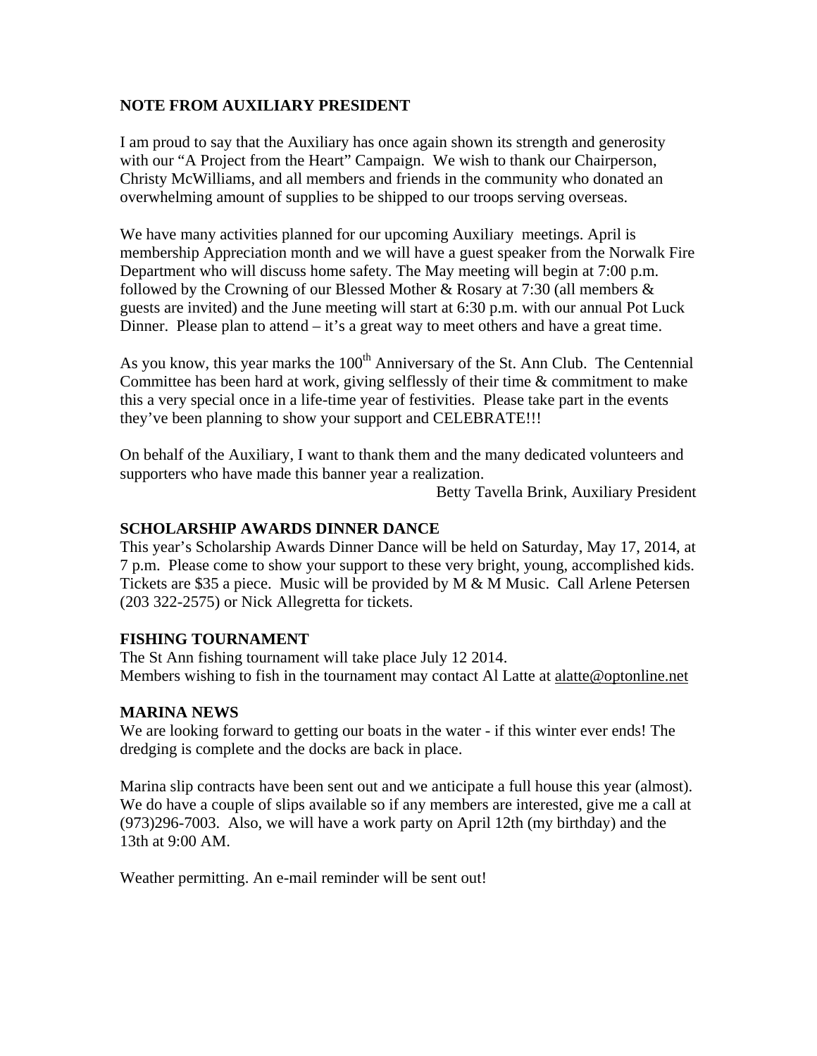## NOTE FROM AUXILIARY PRESIDENT

I am proud to say that the Auxiliary has once again shown its strength and generosity with our "A Project from the Heart" Campaign. We wish to thank our Chairperson, Christy McWilliams, and all members and friends in the community who donated an overwhelming amount of supplies to be shipped to our troops serving overseas.

We have many activities planned for our upcoming Auxiliary meetings. April is membership Appreciation month and we will have a guest speaker from the Norwalk Fire Department who will discuss home safety. The May meeting will begin at 7:00 p.m. followed by the Crowning of our Blessed Mother & Rosary at 7:30 (all members & guests are invited) and the June meeting will start at 6:30 p.m. with our annual Pot Luck Dinner. Please plan to attend – it's a great way to meet others and have a great time.

As you know, this year marks the 100th Anniversary of the St. Ann Club. The Centennial Committee has been hard at work, giving selflessly of their time & commitment to make this a very special once in a life-time year of festivities. Please take part in the events they've been planning to show your support and CELEBRATE!!!

On behalf of the Auxiliary, I want to thank them and the many dedicated volunteers and supporters who have made this banner year a realization.

Betty Tavella Brink, Auxiliary President

## SCHOLARSHIP AWARDS DINNER DANCE

This year's Scholarship Awards Dinner Dance will be held on Saturday, May 17, 2014, at 7 p.m. Please come to show your support to these very bright, young, accomplished kids. Tickets are $35 a piece. Music will be provided by M & M Music. Call Arlene Petersen (203 322-2575) or Nick Allegretta for tickets.

## FISHING TOURNAMENT

The St Ann fishing tournament will take place July 12 2014.
Members wishing to fish in the tournament may contact Al Latte at alatte@optonline.net

## MARINA NEWS

We are looking forward to getting our boats in the water - if this winter ever ends! The dredging is complete and the docks are back in place.

Marina slip contracts have been sent out and we anticipate a full house this year (almost). We do have a couple of slips available so if any members are interested, give me a call at (973)296-7003. Also, we will have a work party on April 12th (my birthday) and the 13th at 9:00 AM.

Weather permitting. An e-mail reminder will be sent out!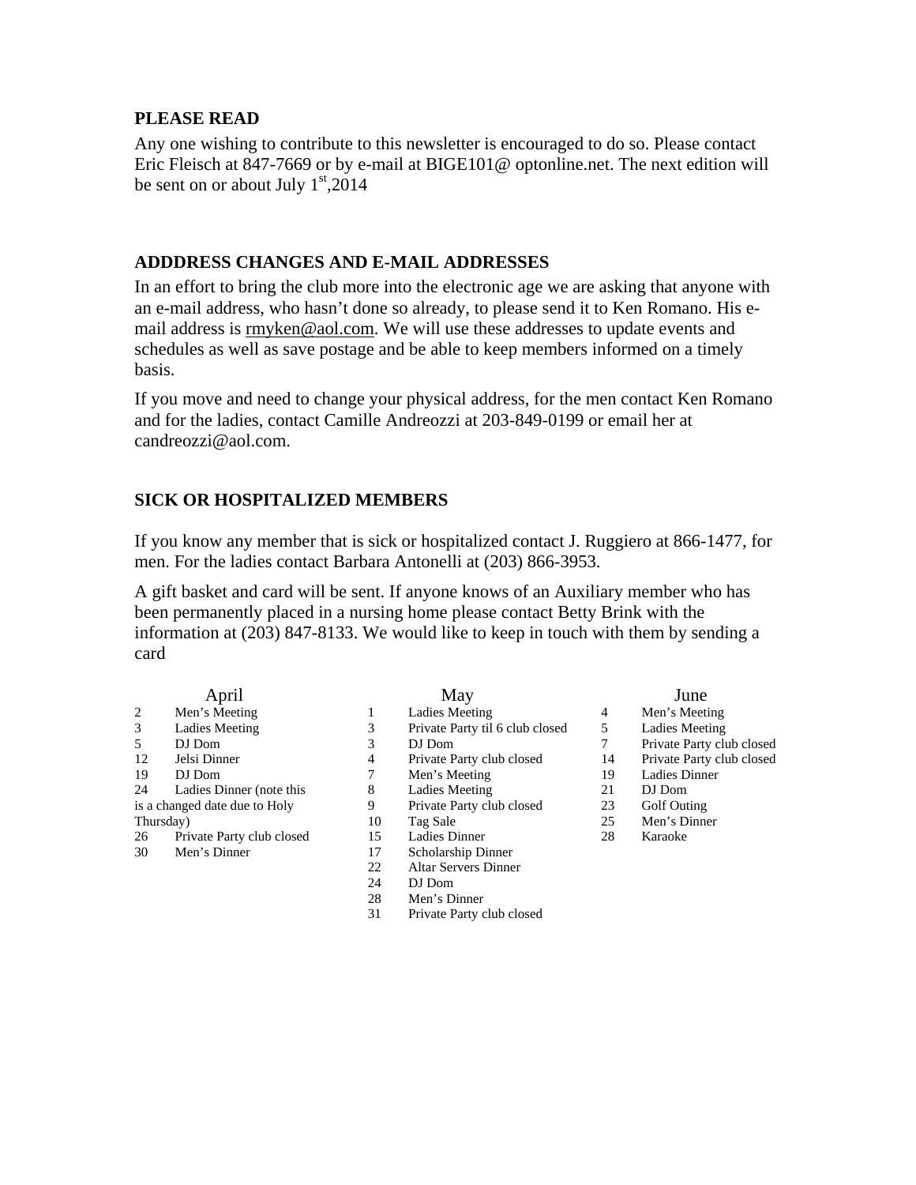## PLEASE READ

Any one wishing to contribute to this newsletter is encouraged to do so. Please contact Eric Fleisch at 847-7669 or by e-mail at BIGE101@ optonline.net. The next edition will be sent on or about July 1st,2014

## ADDDRESS CHANGES AND E-MAIL ADDRESSES

In an effort to bring the club more into the electronic age we are asking that anyone with an e-mail address, who hasn't done so already, to please send it to Ken Romano. His e-mail address is rmyken@aol.com. We will use these addresses to update events and schedules as well as save postage and be able to keep members informed on a timely basis.

If you move and need to change your physical address, for the men contact Ken Romano and for the ladies, contact Camille Andreozzi at 203-849-0199 or email her at candreozzi@aol.com.

## SICK OR HOSPITALIZED MEMBERS

If you know any member that is sick or hospitalized contact J. Ruggiero at 866-1477, for men. For the ladies contact Barbara Antonelli at (203) 866-3953.

A gift basket and card will be sent. If anyone knows of an Auxiliary member who has been permanently placed in a nursing home please contact Betty Brink with the information at (203) 847-8133. We would like to keep in touch with them by sending a card

### April

| | |
|---|---|
| 2 | Men's Meeting |
| 3 | Ladies Meeting |
| 5 | DJ Dom |
| 12 | Jelsi Dinner |
| 19 | DJ Dom |
| 24 | Ladies Dinner (note this is a changed date due to Holy Thursday) |
| 26 | Private Party club closed |
| 30 | Men's Dinner |

### May

| | |
|---|---|
| 1 | Ladies Meeting |
| 3 | Private Party til 6 club closed |
| 3 | DJ Dom |
| 4 | Private Party club closed |
| 7 | Men's Meeting |
| 8 | Ladies Meeting |
| 9 | Private Party club closed |
| 10 | Tag Sale |
| 15 | Ladies Dinner |
| 17 | Scholarship Dinner |
| 22 | Altar Servers Dinner |
| 24 | DJ Dom |
| 28 | Men's Dinner |
| 31 | Private Party club closed |

### June

| | |
|---|---|
| 4 | Men's Meeting |
| 5 | Ladies Meeting |
| 7 | Private Party club closed |
| 14 | Private Party club closed |
| 19 | Ladies Dinner |
| 21 | DJ Dom |
| 23 | Golf Outing |
| 25 | Men's Dinner |
| 28 | Karaoke |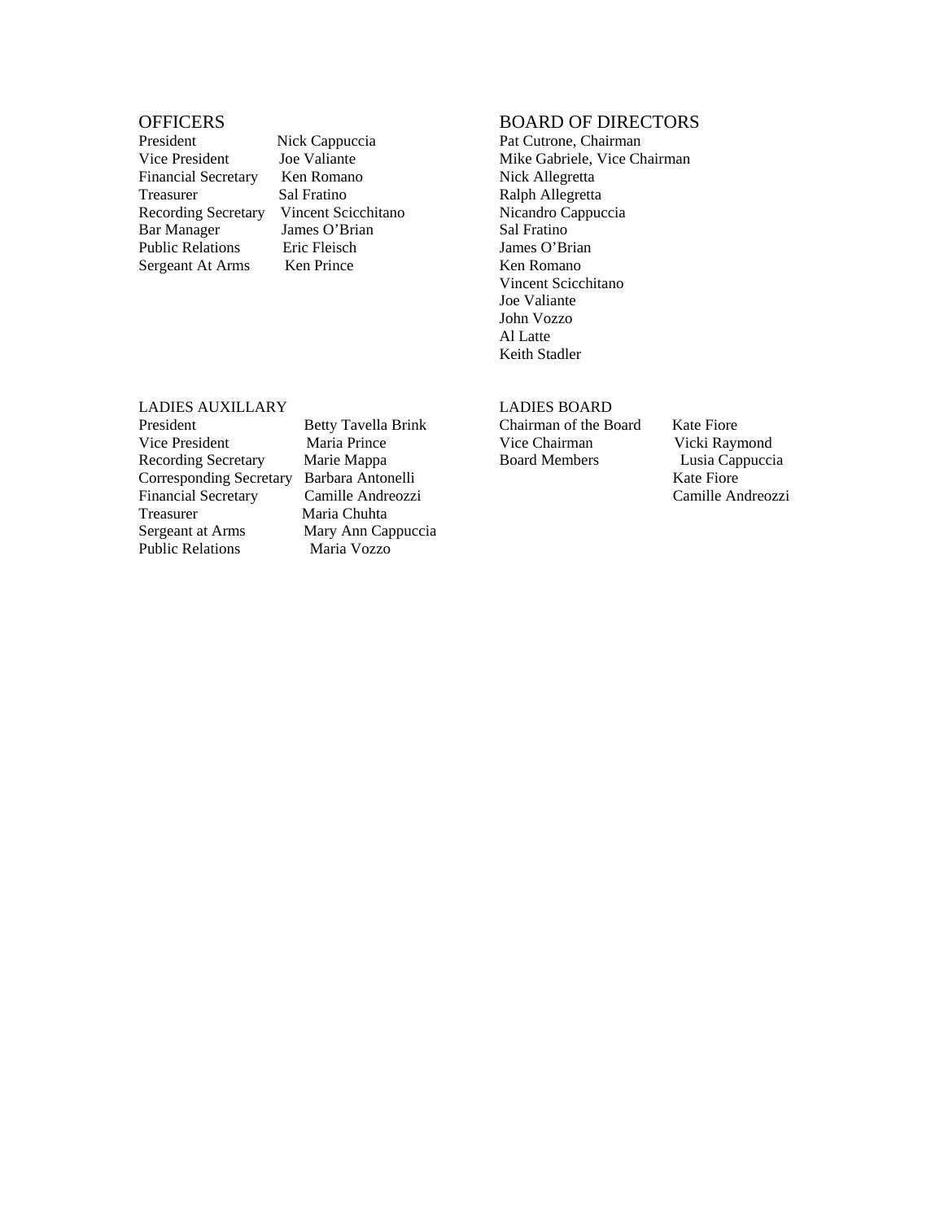## OFFICERS

| | |
|---|---|
| President | Nick Cappuccia |
| Vice President | Joe Valiante |
| Financial Secretary | Ken Romano |
| Treasurer | Sal Fratino |
| Recording Secretary | Vincent Scicchitano |
| Bar Manager | James O'Brian |
| Public Relations | Eric Fleisch |
| Sergeant At Arms | Ken Prince |

## BOARD OF DIRECTORS

Pat Cutrone, Chairman
Mike Gabriele, Vice Chairman
Nick Allegretta
Ralph Allegretta
Nicandro Cappuccia
Sal Fratino
James O'Brian
Ken Romano
Vincent Scicchitano
Joe Valiante
John Vozzo
Al Latte
Keith Stadler

## LADIES AUXILLARY

| | |
|---|---|
| President | Betty Tavella Brink |
| Vice President | Maria Prince |
| Recording Secretary | Marie Mappa |
| Corresponding Secretary | Barbara Antonelli |
| Financial Secretary | Camille Andreozzi |
| Treasurer | Maria Chuhta |
| Sergeant at Arms | Mary Ann Cappuccia |
| Public Relations | Maria Vozzo |

## LADIES BOARD

| | |
|---|---|
| Chairman of the Board | Kate Fiore |
| Vice Chairman | Vicki Raymond |
| Board Members | Lusia Cappuccia |
| | Kate Fiore |
| | Camille Andreozzi |